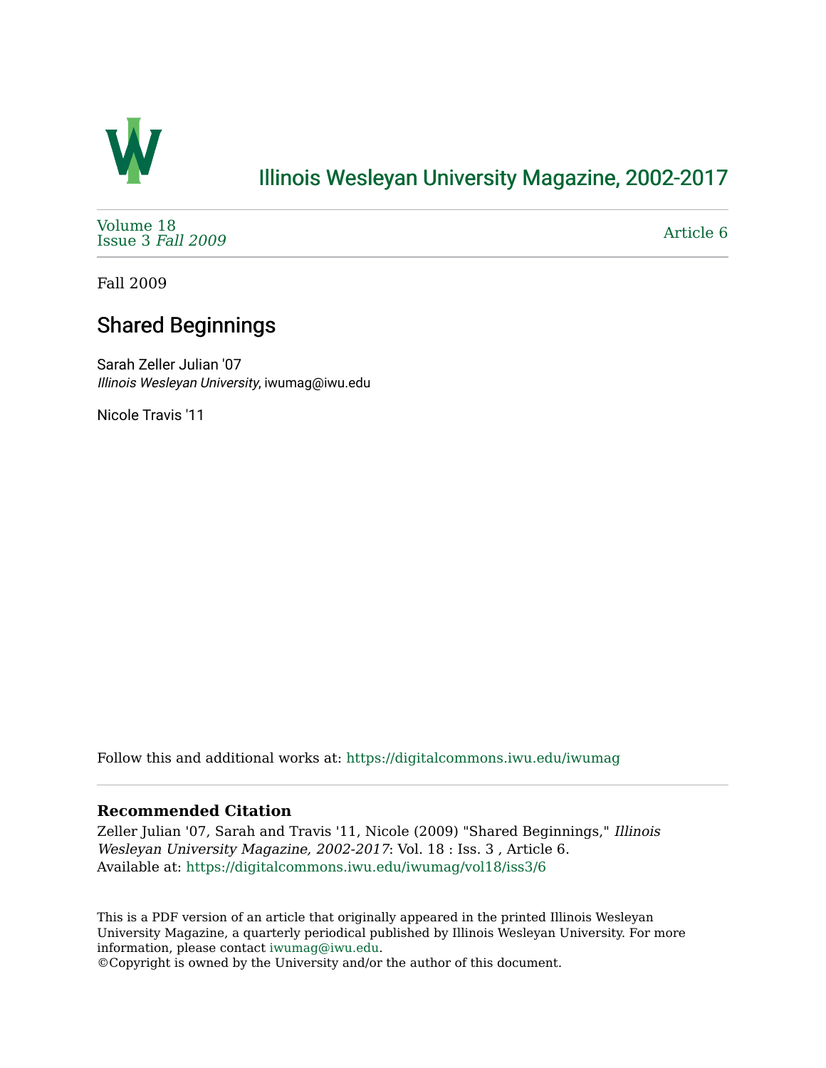# Illinois Wesleyan University Magazine, 2002-2017

Volume 18
Issue 3 *Fall 2009*

Article 6

Fall 2009

## Shared Beginnings

Sarah Zeller Julian '07
*Illinois Wesleyan University*, iwumag@iwu.edu

Nicole Travis '11

Follow this and additional works at: https://digitalcommons.iwu.edu/iwumag

### Recommended Citation

Zeller Julian '07, Sarah and Travis '11, Nicole (2009) "Shared Beginnings," *Illinois Wesleyan University Magazine, 2002-2017*: Vol. 18 : Iss. 3 , Article 6.
Available at: https://digitalcommons.iwu.edu/iwumag/vol18/iss3/6

This is a PDF version of an article that originally appeared in the printed Illinois Wesleyan University Magazine, a quarterly periodical published by Illinois Wesleyan University. For more information, please contact iwumag@iwu.edu.
©Copyright is owned by the University and/or the author of this document.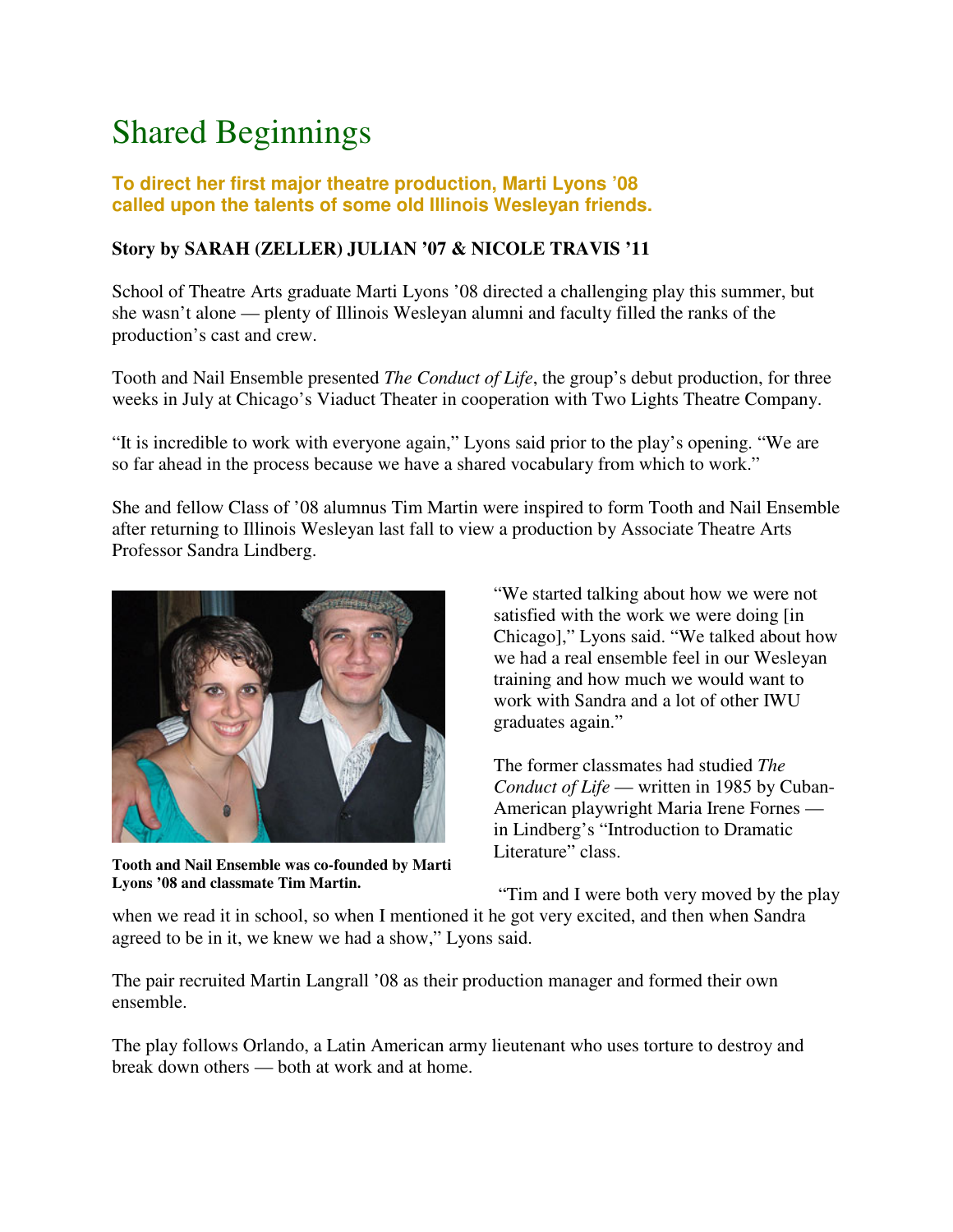# Shared Beginnings

**To direct her first major theatre production, Marti Lyons '08 called upon the talents of some old Illinois Wesleyan friends.**

**Story by SARAH (ZELLER) JULIAN '07 & NICOLE TRAVIS '11**

School of Theatre Arts graduate Marti Lyons '08 directed a challenging play this summer, but she wasn't alone — plenty of Illinois Wesleyan alumni and faculty filled the ranks of the production's cast and crew.

Tooth and Nail Ensemble presented *The Conduct of Life*, the group's debut production, for three weeks in July at Chicago's Viaduct Theater in cooperation with Two Lights Theatre Company.

"It is incredible to work with everyone again," Lyons said prior to the play's opening. "We are so far ahead in the process because we have a shared vocabulary from which to work."

She and fellow Class of '08 alumnus Tim Martin were inspired to form Tooth and Nail Ensemble after returning to Illinois Wesleyan last fall to view a production by Associate Theatre Arts Professor Sandra Lindberg.

**Tooth and Nail Ensemble was co-founded by Marti Lyons '08 and classmate Tim Martin.**

"We started talking about how we were not satisfied with the work we were doing [in Chicago]," Lyons said. "We talked about how we had a real ensemble feel in our Wesleyan training and how much we would want to work with Sandra and a lot of other IWU graduates again."

The former classmates had studied *The Conduct of Life* — written in 1985 by Cuban-American playwright Maria Irene Fornes — in Lindberg's "Introduction to Dramatic Literature" class.

"Tim and I were both very moved by the play when we read it in school, so when I mentioned it he got very excited, and then when Sandra agreed to be in it, we knew we had a show," Lyons said.

The pair recruited Martin Langrall '08 as their production manager and formed their own ensemble.

The play follows Orlando, a Latin American army lieutenant who uses torture to destroy and break down others — both at work and at home.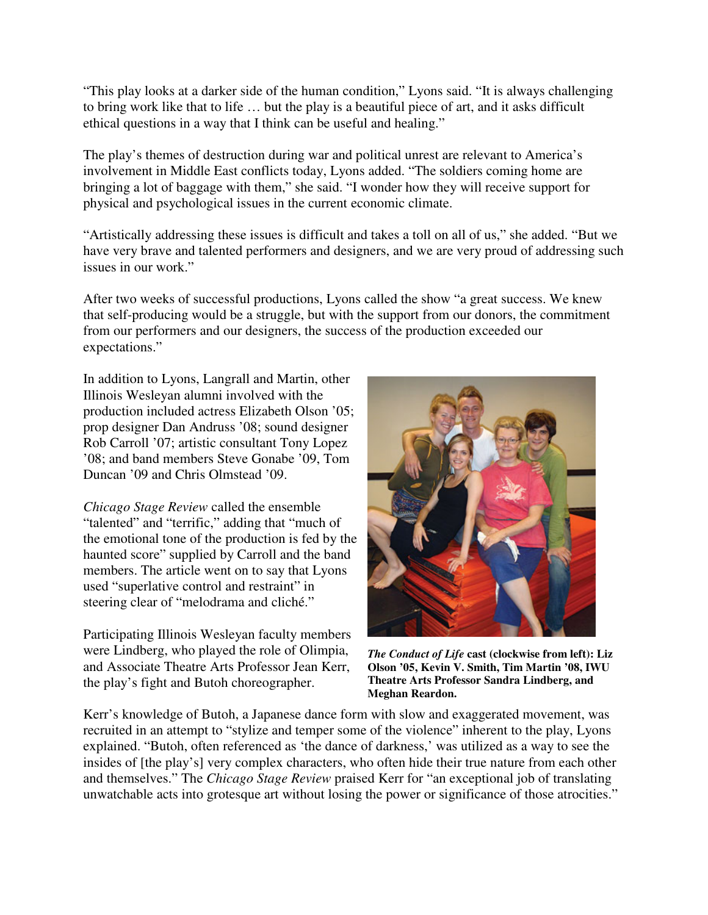"This play looks at a darker side of the human condition," Lyons said. "It is always challenging to bring work like that to life … but the play is a beautiful piece of art, and it asks difficult ethical questions in a way that I think can be useful and healing."

The play's themes of destruction during war and political unrest are relevant to America's involvement in Middle East conflicts today, Lyons added. "The soldiers coming home are bringing a lot of baggage with them," she said. "I wonder how they will receive support for physical and psychological issues in the current economic climate.

"Artistically addressing these issues is difficult and takes a toll on all of us," she added. "But we have very brave and talented performers and designers, and we are very proud of addressing such issues in our work."

After two weeks of successful productions, Lyons called the show "a great success. We knew that self-producing would be a struggle, but with the support from our donors, the commitment from our performers and our designers, the success of the production exceeded our expectations."

In addition to Lyons, Langrall and Martin, other Illinois Wesleyan alumni involved with the production included actress Elizabeth Olson '05; prop designer Dan Andruss '08; sound designer Rob Carroll '07; artistic consultant Tony Lopez '08; and band members Steve Gonabe '09, Tom Duncan '09 and Chris Olmstead '09.

*Chicago Stage Review* called the ensemble "talented" and "terrific," adding that "much of the emotional tone of the production is fed by the haunted score" supplied by Carroll and the band members. The article went on to say that Lyons used "superlative control and restraint" in steering clear of "melodrama and cliché."

Participating Illinois Wesleyan faculty members were Lindberg, who played the role of Olimpia, and Associate Theatre Arts Professor Jean Kerr, the play's fight and Butoh choreographer.

***The Conduct of Life*** **cast (clockwise from left): Liz Olson '05, Kevin V. Smith, Tim Martin '08, IWU Theatre Arts Professor Sandra Lindberg, and Meghan Reardon.**

Kerr's knowledge of Butoh, a Japanese dance form with slow and exaggerated movement, was recruited in an attempt to "stylize and temper some of the violence" inherent to the play, Lyons explained. "Butoh, often referenced as 'the dance of darkness,' was utilized as a way to see the insides of [the play's] very complex characters, who often hide their true nature from each other and themselves." The *Chicago Stage Review* praised Kerr for "an exceptional job of translating unwatchable acts into grotesque art without losing the power or significance of those atrocities."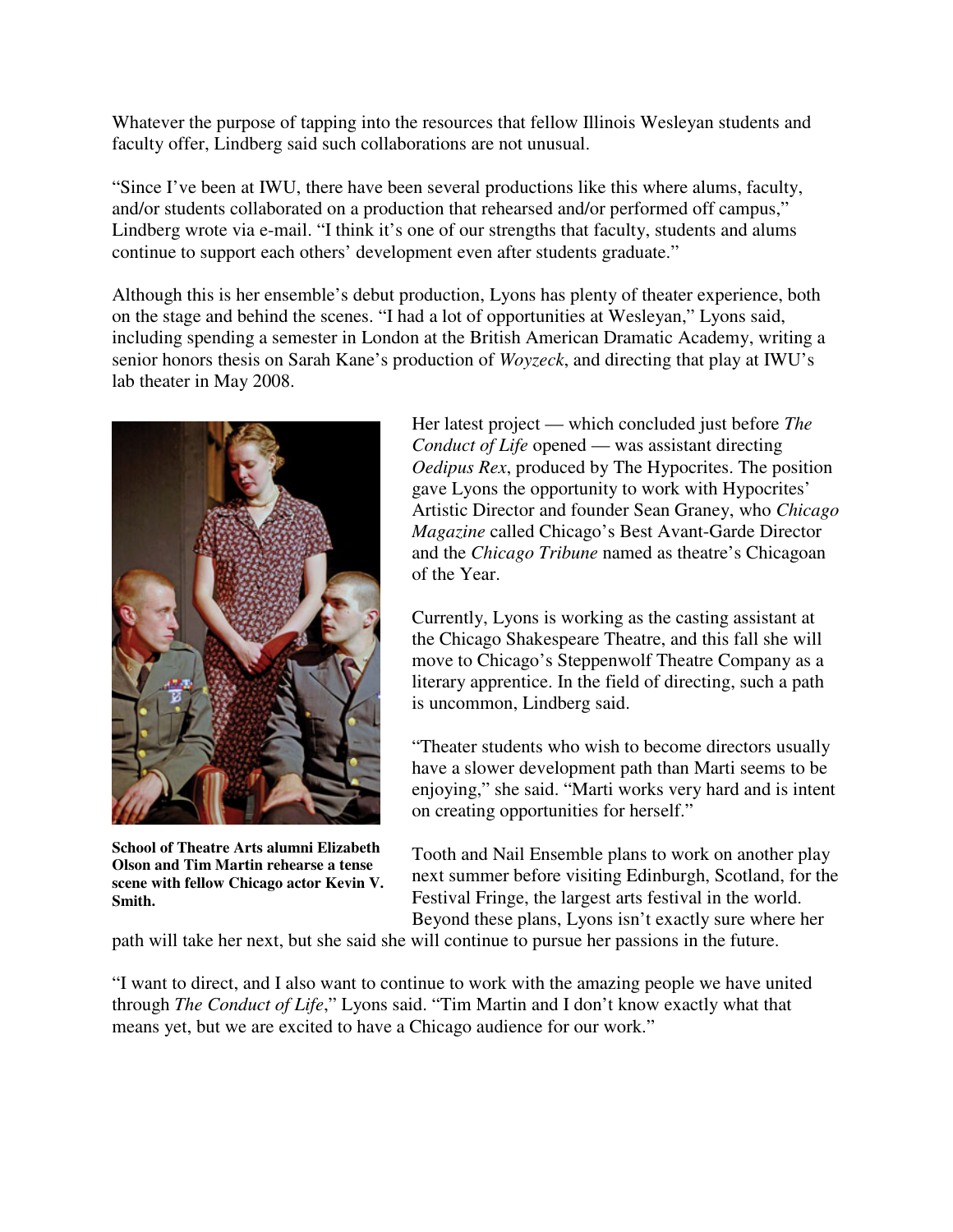Whatever the purpose of tapping into the resources that fellow Illinois Wesleyan students and faculty offer, Lindberg said such collaborations are not unusual.

"Since I've been at IWU, there have been several productions like this where alums, faculty, and/or students collaborated on a production that rehearsed and/or performed off campus," Lindberg wrote via e-mail. "I think it's one of our strengths that faculty, students and alums continue to support each others' development even after students graduate."

Although this is her ensemble's debut production, Lyons has plenty of theater experience, both on the stage and behind the scenes. "I had a lot of opportunities at Wesleyan," Lyons said, including spending a semester in London at the British American Dramatic Academy, writing a senior honors thesis on Sarah Kane's production of *Woyzeck*, and directing that play at IWU's lab theater in May 2008.

**School of Theatre Arts alumni Elizabeth Olson and Tim Martin rehearse a tense scene with fellow Chicago actor Kevin V. Smith.**

Her latest project — which concluded just before *The Conduct of Life* opened — was assistant directing *Oedipus Rex*, produced by The Hypocrites. The position gave Lyons the opportunity to work with Hypocrites' Artistic Director and founder Sean Graney, who *Chicago Magazine* called Chicago's Best Avant-Garde Director and the *Chicago Tribune* named as theatre's Chicagoan of the Year.

Currently, Lyons is working as the casting assistant at the Chicago Shakespeare Theatre, and this fall she will move to Chicago's Steppenwolf Theatre Company as a literary apprentice. In the field of directing, such a path is uncommon, Lindberg said.

"Theater students who wish to become directors usually have a slower development path than Marti seems to be enjoying," she said. "Marti works very hard and is intent on creating opportunities for herself."

Tooth and Nail Ensemble plans to work on another play next summer before visiting Edinburgh, Scotland, for the Festival Fringe, the largest arts festival in the world. Beyond these plans, Lyons isn't exactly sure where her path will take her next, but she said she will continue to pursue her passions in the future.

"I want to direct, and I also want to continue to work with the amazing people we have united through *The Conduct of Life*," Lyons said. "Tim Martin and I don't know exactly what that means yet, but we are excited to have a Chicago audience for our work."